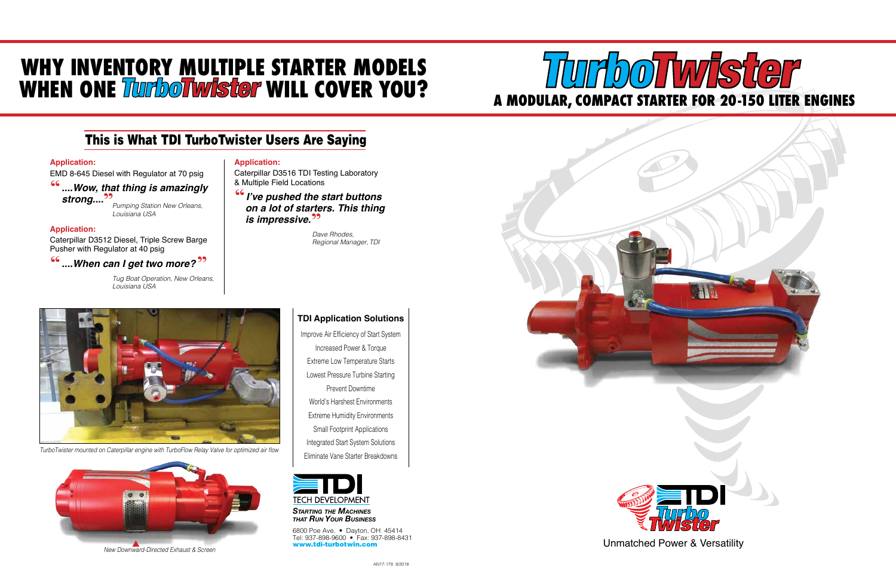# WHY INVENTORY MULTIPLE STARTER MODELS WHEN ONE *TurboTwister* WILL COVER YOU?

# *TurboTwister*

## A MODULAR, COMPACT STARTER FOR 20-150 LITER ENGINES

## This is What TDI TurboTwister Users Are Saying

**Application:**
EMD 8-645 Diesel with Regulator at 70 psig

> ***"....Wow, that thing is amazingly strong...."***
>
> *Pumping Station New Orleans, Louisiana USA*

**Application:**
Caterpillar D3512 Diesel, Triple Screw Barge Pusher with Regulator at 40 psig

> ***"....When can I get two more?"***
>
> *Tug Boat Operation, New Orleans, Louisiana USA*

**Application:**
Caterpillar D3516 TDI Testing Laboratory & Multiple Field Locations

> ***"I've pushed the start buttons on a lot of starters. This thing is impressive."***
>
> *Dave Rhodes, Regional Manager, TDI*

*TurboTwister mounted on Caterpillar engine with TurboFlow Relay Valve for optimized air flow*

*New Downward-Directed Exhaust & Screen*

### TDI Application Solutions

- Improve Air Efficiency of Start System
- Increased Power & Torque
- Extreme Low Temperature Starts
- Lowest Pressure Turbine Starting
- Prevent Downtime
- World's Harshest Environments
- Extreme Humidity Environments
- Small Footprint Applications
- Integrated Start System Solutions
- Eliminate Vane Starter Breakdowns

**TDI**
TECH DEVELOPMENT
***STARTING THE MACHINES THAT RUN YOUR BUSINESS***

6800 Poe Ave. • Dayton, OH 45414
Tel: 937-898-9600 • Fax: 937-898-8431
**www.tdi-turbotwin.com**

AN17-178 8/2018

TDI Turbo Twister

Unmatched Power & Versatility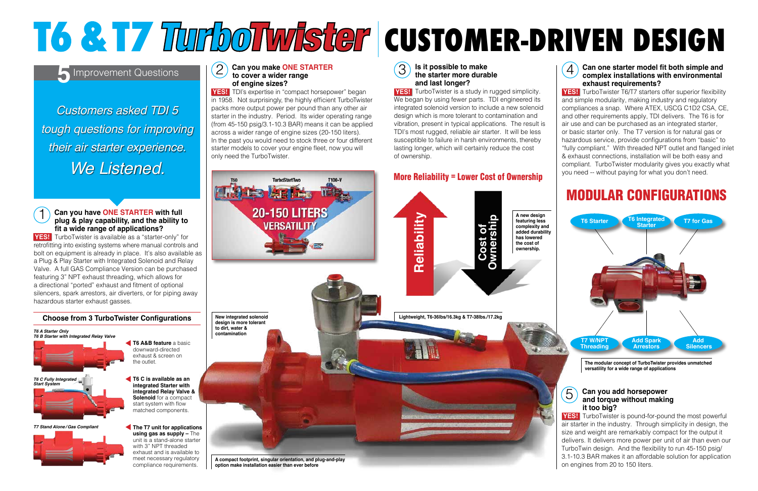# T6 & T7 TurboTwister | CUSTOMER-DRIVEN DESIGN

## 5 Improvement Questions

*Customers asked TDI 5 tough questions for improving their air starter experience.*

*We Listened.*

### 1 Can you have ONE STARTER with full plug & play capability, and the ability to fit a wide range of applications?

**YES!** TurboTwister is available as a "starter-only" for retrofitting into existing systems where manual controls and bolt on equipment is already in place. It's also available as a Plug & Play Starter with Integrated Solenoid and Relay Valve. A full GAS Compliance Version can be purchased featuring 3" NPT exhaust threading, which allows for a directional "ported" exhaust and fitment of optional silencers, spark arrestors, air diverters, or for piping away hazardous starter exhaust gasses.

#### Choose from 3 TurboTwister Configurations

*T6 A Starter Only*
*T6 B Starter with Integrated Relay Valve*

**T6 A&B feature** a basic downward-directed exhaust & screen on the outlet.

*T6 C Fully Integrated Start System*

**T6 C is available as an integrated Starter with integrated Relay Valve & Solenoid** for a compact start system with flow matched components.

*T7 Stand Alone/Gas Compliant*

**The T7 unit for applications using gas as supply –** The unit is a stand-alone starter with 3" NPT threaded exhaust and is available to meet necessary regulatory compliance requirements.

### 2 Can you make ONE STARTER to cover a wider range of engine sizes?

**YES!** TDI's expertise in "compact horsepower" began in 1958. Not surprisingly, the highly efficient TurboTwister packs more output power per pound than any other air starter in the industry. Period. Its wider operating range (from 45-150 psig/3.1-10.3 BAR) means it can be applied across a wider range of engine sizes (20-150 liters). In the past you would need to stock three or four different starter models to cover your engine fleet, now you will only need the TurboTwister.

T50 TurboStartTwo T100-V

20-150 LITERS VERSATILITY

New integrated solenoid design is more tolerant to dirt, water & contamination

A compact footprint, singular orientation, and plug-and-play option make installation easier than ever before

### 3 Is it possible to make the starter more durable and last longer?

**YES!** TurboTwister is a study in rugged simplicity. We began by using fewer parts. TDI engineered its integrated solenoid version to include a new solenoid design which is more tolerant to contamination and vibration, present in typical applications. The result is TDI's most rugged, reliable air starter. It will be less susceptible to failure in harsh environments, thereby lasting longer, which will certainly reduce the cost of ownership.

#### More Reliability = Lower Cost of Ownership

Reliability

Cost of Ownership

A new design featuring less complexity and added durability has lowered the cost of ownership.

Lightweight, T6-36lbs/16.3kg & T7-38lbs./17.2kg

### 4 Can one starter model fit both simple and complex installations with environmental exhaust requirements?

**YES!** TurboTwister T6/T7 starters offer superior flexibility and simple modularity, making industry and regulatory compliances a snap. Where ATEX, USCG C1D2 CSA, CE, and other requirements apply, TDI delivers. The T6 is for air use and can be purchased as an integrated starter, or basic starter only. The T7 version is for natural gas or hazardous service, provide configurations from "basic" to "fully compliant." With threaded NPT outlet and flanged inlet & exhaust connections, installation will be both easy and compliant. TurboTwister modularity gives you exactly what you need -- without paying for what you don't need.

## MODULAR CONFIGURATIONS

T6 Starter
T6 Integrated Starter
T7 for Gas
T7 W/NPT Threading
Add Spark Arrestors
Add Silencers

The modular concept of TurboTwister provides unmatched versatility for a wide range of applications

### 5 Can you add horsepower and torque without making it too big?

**YES!** TurboTwister is pound-for-pound the most powerful air starter in the industry. Through simplicity in design, the size and weight are remarkably compact for the output it delivers. It delivers more power per unit of air than even our TurboTwin design. And the flexibility to run 45-150 psig/3.1-10.3 BAR makes it an affordable solution for application on engines from 20 to 150 liters.